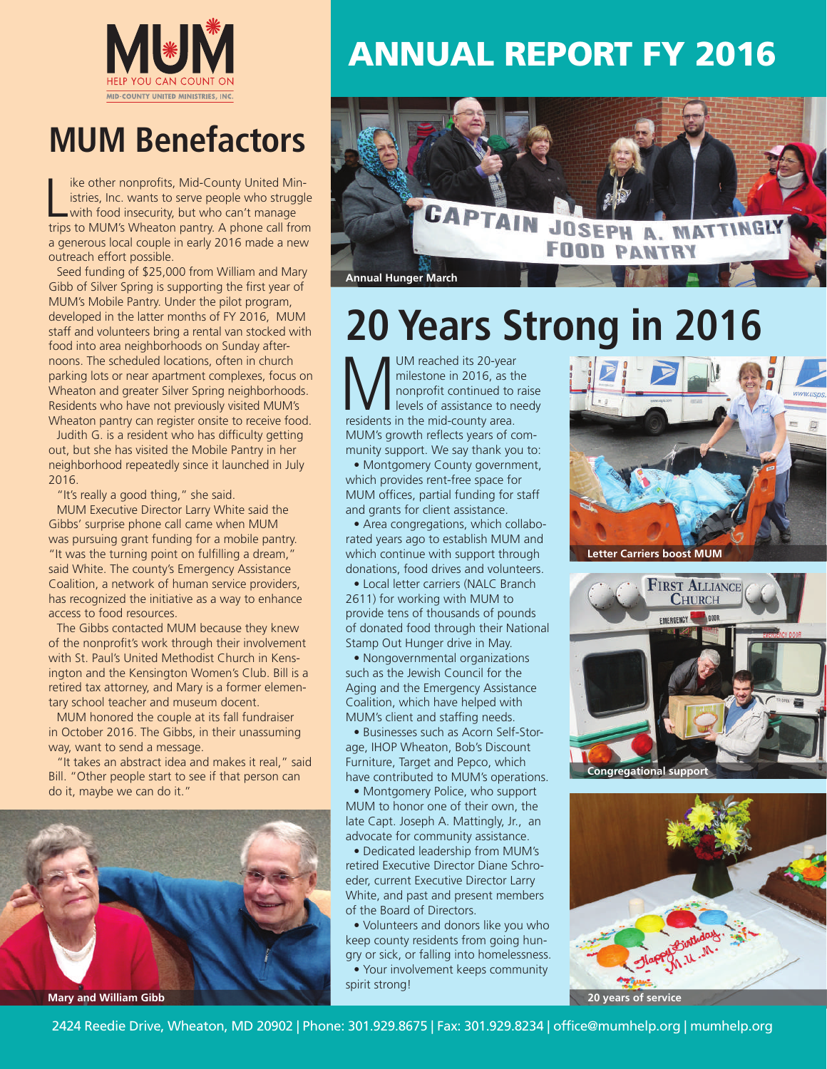MUM

HELP YOU CAN COUNT ON

MID-COUNTY UNITED MINISTRIES, INC.

# ANNUAL REPORT FY 2016

## MUM Benefactors

Like other nonprofits, Mid-County United Ministries, Inc. wants to serve people who struggle with food insecurity, but who can't manage trips to MUM's Wheaton pantry. A phone call from a generous local couple in early 2016 made a new outreach effort possible.

Seed funding of $25,000 from William and Mary Gibb of Silver Spring is supporting the first year of MUM's Mobile Pantry. Under the pilot program, developed in the latter months of FY 2016, MUM staff and volunteers bring a rental van stocked with food into area neighborhoods on Sunday afternoons. The scheduled locations, often in church parking lots or near apartment complexes, focus on Wheaton and greater Silver Spring neighborhoods. Residents who have not previously visited MUM's Wheaton pantry can register onsite to receive food.

Judith G. is a resident who has difficulty getting out, but she has visited the Mobile Pantry in her neighborhood repeatedly since it launched in July 2016.

"It's really a good thing," she said.

MUM Executive Director Larry White said the Gibbs' surprise phone call came when MUM was pursuing grant funding for a mobile pantry. "It was the turning point on fulfilling a dream," said White. The county's Emergency Assistance Coalition, a network of human service providers, has recognized the initiative as a way to enhance access to food resources.

The Gibbs contacted MUM because they knew of the nonprofit's work through their involvement with St. Paul's United Methodist Church in Kensington and the Kensington Women's Club. Bill is a retired tax attorney, and Mary is a former elementary school teacher and museum docent.

MUM honored the couple at its fall fundraiser in October 2016. The Gibbs, in their unassuming way, want to send a message.

"It takes an abstract idea and makes it real," said Bill. "Other people start to see if that person can do it, maybe we can do it."

Mary and William Gibb

Annual Hunger March

## 20 Years Strong in 2016

MUM reached its 20-year milestone in 2016, as the nonprofit continued to raise levels of assistance to needy residents in the mid-county area. MUM's growth reflects years of community support. We say thank you to:

- Montgomery County government, which provides rent-free space for MUM offices, partial funding for staff and grants for client assistance.
- Area congregations, which collaborated years ago to establish MUM and which continue with support through donations, food drives and volunteers.
- Local letter carriers (NALC Branch 2611) for working with MUM to provide tens of thousands of pounds of donated food through their National Stamp Out Hunger drive in May.
- Nongovernmental organizations such as the Jewish Council for the Aging and the Emergency Assistance Coalition, which have helped with MUM's client and staffing needs.
- Businesses such as Acorn Self-Storage, IHOP Wheaton, Bob's Discount Furniture, Target and Pepco, which have contributed to MUM's operations.
- Montgomery Police, who support MUM to honor one of their own, the late Capt. Joseph A. Mattingly, Jr., an advocate for community assistance.
- Dedicated leadership from MUM's retired Executive Director Diane Schroeder, current Executive Director Larry White, and past and present members of the Board of Directors.
- Volunteers and donors like you who keep county residents from going hungry or sick, or falling into homelessness.
- Your involvement keeps community spirit strong!

Letter Carriers boost MUM

Congregational support

20 years of service

2424 Reedie Drive, Wheaton, MD 20902 | Phone: 301.929.8675 | Fax: 301.929.8234 | office@mumhelp.org | mumhelp.org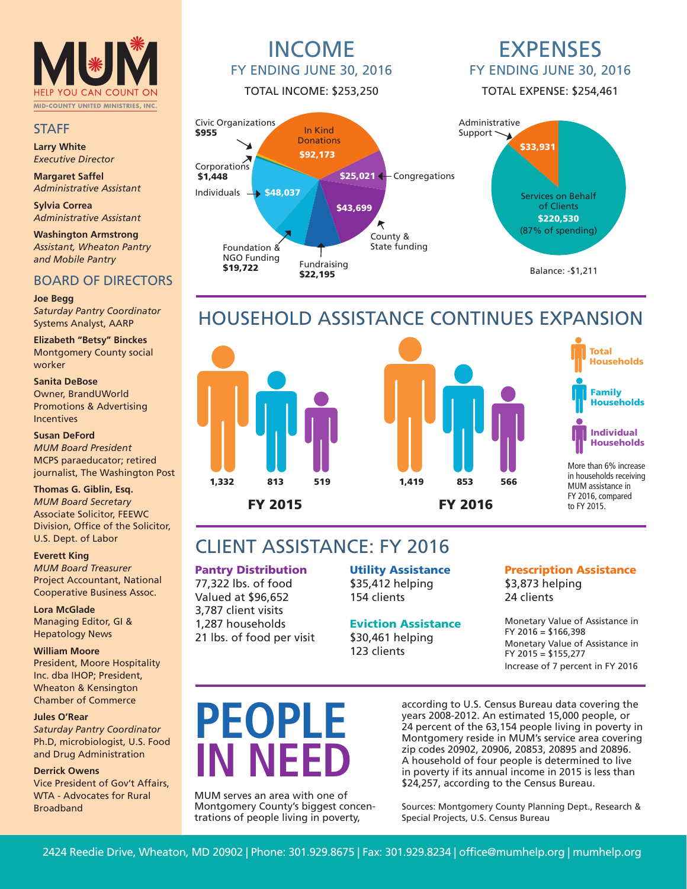MUM
HELP YOU CAN COUNT ON
MID-COUNTY UNITED MINISTRIES, INC.

## STAFF

**Larry White**
*Executive Director*

**Margaret Saffel**
*Administrative Assistant*

**Sylvia Correa**
*Administrative Assistant*

**Washington Armstrong**
*Assistant, Wheaton Pantry and Mobile Pantry*

## BOARD OF DIRECTORS

**Joe Begg**
*Saturday Pantry Coordinator*
Systems Analyst, AARP

**Elizabeth "Betsy" Binckes**
Montgomery County social worker

**Sanita DeBose**
Owner, BrandUWorld Promotions & Advertising Incentives

**Susan DeFord**
*MUM Board President*
MCPS paraeducator; retired journalist, The Washington Post

**Thomas G. Giblin, Esq.**
*MUM Board Secretary*
Associate Solicitor, FEEWC Division, Office of the Solicitor, U.S. Dept. of Labor

**Everett King**
*MUM Board Treasurer*
Project Accountant, National Cooperative Business Assoc.

**Lora McGlade**
Managing Editor, GI & Hepatology News

**William Moore**
President, Moore Hospitality Inc. dba IHOP; President, Wheaton & Kensington Chamber of Commerce

**Jules O'Rear**
*Saturday Pantry Coordinator*
Ph.D, microbiologist, U.S. Food and Drug Administration

**Derrick Owens**
Vice President of Gov't Affairs, WTA - Advocates for Rural Broadband

# INCOME
## FY ENDING JUNE 30, 2016

TOTAL INCOME: $253,250

In Kind Donations **$92,173**
Congregations **$25,021**
County & State funding **$43,699**
Fundraising **$22,195**
Foundation & NGO Funding **$19,722**
Individuals **$48,037**
Corporations **$1,448**
Civic Organizations **$955**

# EXPENSES
## FY ENDING JUNE 30, 2016

TOTAL EXPENSE: $254,461

Administrative Support **$33,931**
Services on Behalf of Clients **$220,530** (87% of spending)

Balance: -$1,211

# HOUSEHOLD ASSISTANCE CONTINUES EXPANSION

**FY 2015**
1,332
813
519

**FY 2016**
1,419
853
566

Total Households
Family Households
Individual Households

More than 6% increase in households receiving MUM assistance in FY 2016, compared to FY 2015.

# CLIENT ASSISTANCE: FY 2016

**Pantry Distribution**
77,322 lbs. of food
Valued at $96,652
3,787 client visits
1,287 households
21 lbs. of food per visit

**Utility Assistance**
$35,412 helping
154 clients

**Eviction Assistance**
$30,461 helping
123 clients

**Prescription Assistance**
$3,873 helping
24 clients

Monetary Value of Assistance in FY 2016 = $166,398
Monetary Value of Assistance in FY 2015 = $155,277
Increase of 7 percent in FY 2016

# PEOPLE IN NEED

MUM serves an area with one of Montgomery County's biggest concentrations of people living in poverty, according to U.S. Census Bureau data covering the years 2008-2012. An estimated 15,000 people, or 24 percent of the 63,154 people living in poverty in Montgomery reside in MUM's service area covering zip codes 20902, 20906, 20853, 20895 and 20896. A household of four people is determined to live in poverty if its annual income in 2015 is less than $24,257, according to the Census Bureau.

Sources: Montgomery County Planning Dept., Research & Special Projects, U.S. Census Bureau

2424 Reedie Drive, Wheaton, MD 20902 | Phone: 301.929.8675 | Fax: 301.929.8234 | office@mumhelp.org | mumhelp.org